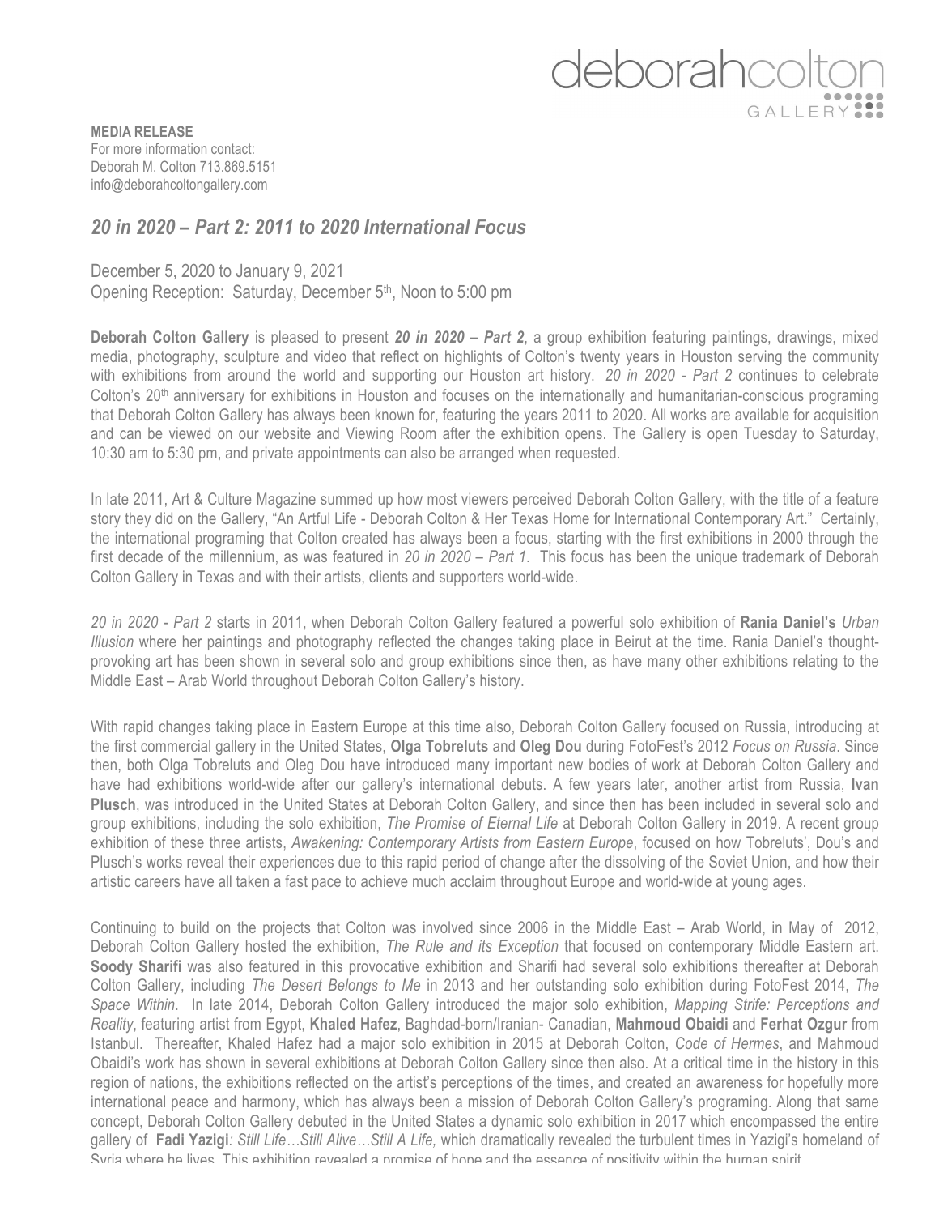deborahcolton GALLERY

**MEDIA RELEASE**
For more information contact:
Deborah M. Colton 713.869.5151
info@deborahcoltongallery.com

## *20 in 2020 – Part 2: 2011 to 2020 International Focus*

December 5, 2020 to January 9, 2021
Opening Reception: Saturday, December 5th, Noon to 5:00 pm

**Deborah Colton Gallery** is pleased to present ***20 in 2020 – Part 2***, a group exhibition featuring paintings, drawings, mixed media, photography, sculpture and video that reflect on highlights of Colton's twenty years in Houston serving the community with exhibitions from around the world and supporting our Houston art history. *20 in 2020 - Part 2* continues to celebrate Colton's 20th anniversary for exhibitions in Houston and focuses on the internationally and humanitarian-conscious programing that Deborah Colton Gallery has always been known for, featuring the years 2011 to 2020. All works are available for acquisition and can be viewed on our website and Viewing Room after the exhibition opens. The Gallery is open Tuesday to Saturday, 10:30 am to 5:30 pm, and private appointments can also be arranged when requested.

In late 2011, Art & Culture Magazine summed up how most viewers perceived Deborah Colton Gallery, with the title of a feature story they did on the Gallery, "An Artful Life - Deborah Colton & Her Texas Home for International Contemporary Art." Certainly, the international programing that Colton created has always been a focus, starting with the first exhibitions in 2000 through the first decade of the millennium, as was featured in *20 in 2020 – Part 1*. This focus has been the unique trademark of Deborah Colton Gallery in Texas and with their artists, clients and supporters world-wide.

*20 in 2020 - Part 2* starts in 2011, when Deborah Colton Gallery featured a powerful solo exhibition of **Rania Daniel's** *Urban Illusion* where her paintings and photography reflected the changes taking place in Beirut at the time. Rania Daniel's thought-provoking art has been shown in several solo and group exhibitions since then, as have many other exhibitions relating to the Middle East – Arab World throughout Deborah Colton Gallery's history.

With rapid changes taking place in Eastern Europe at this time also, Deborah Colton Gallery focused on Russia, introducing at the first commercial gallery in the United States, **Olga Tobreluts** and **Oleg Dou** during FotoFest's 2012 *Focus on Russia*. Since then, both Olga Tobreluts and Oleg Dou have introduced many important new bodies of work at Deborah Colton Gallery and have had exhibitions world-wide after our gallery's international debuts. A few years later, another artist from Russia, **Ivan Plusch**, was introduced in the United States at Deborah Colton Gallery, and since then has been included in several solo and group exhibitions, including the solo exhibition, *The Promise of Eternal Life* at Deborah Colton Gallery in 2019. A recent group exhibition of these three artists, *Awakening: Contemporary Artists from Eastern Europe*, focused on how Tobreluts', Dou's and Plusch's works reveal their experiences due to this rapid period of change after the dissolving of the Soviet Union, and how their artistic careers have all taken a fast pace to achieve much acclaim throughout Europe and world-wide at young ages.

Continuing to build on the projects that Colton was involved since 2006 in the Middle East – Arab World, in May of 2012, Deborah Colton Gallery hosted the exhibition, *The Rule and its Exception* that focused on contemporary Middle Eastern art. **Soody Sharifi** was also featured in this provocative exhibition and Sharifi had several solo exhibitions thereafter at Deborah Colton Gallery, including *The Desert Belongs to Me* in 2013 and her outstanding solo exhibition during FotoFest 2014, *The Space Within*. In late 2014, Deborah Colton Gallery introduced the major solo exhibition, *Mapping Strife: Perceptions and Reality*, featuring artist from Egypt, **Khaled Hafez**, Baghdad-born/Iranian- Canadian, **Mahmoud Obaidi** and **Ferhat Ozgur** from Istanbul. Thereafter, Khaled Hafez had a major solo exhibition in 2015 at Deborah Colton, *Code of Hermes*, and Mahmoud Obaidi's work has shown in several exhibitions at Deborah Colton Gallery since then also. At a critical time in the history in this region of nations, the exhibitions reflected on the artist's perceptions of the times, and created an awareness for hopefully more international peace and harmony, which has always been a mission of Deborah Colton Gallery's programing. Along that same concept, Deborah Colton Gallery debuted in the United States a dynamic solo exhibition in 2017 which encompassed the entire gallery of **Fadi Yazigi***: Still Life…Still Alive…Still A Life,* which dramatically revealed the turbulent times in Yazigi's homeland of Syria where he lives. This exhibition revealed a promise of hope and the essence of positivity within the human spirit.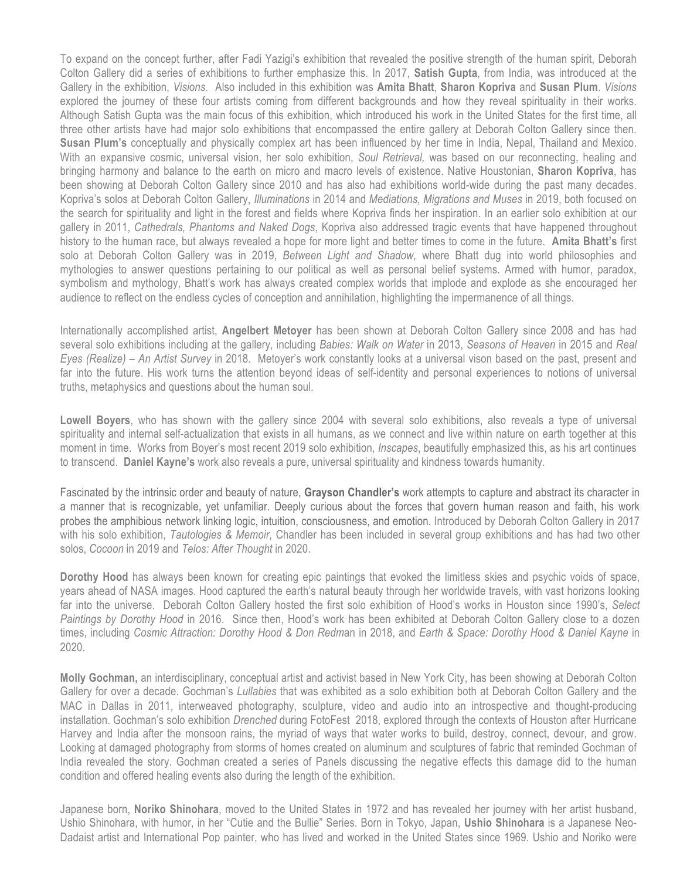To expand on the concept further, after Fadi Yazigi's exhibition that revealed the positive strength of the human spirit, Deborah Colton Gallery did a series of exhibitions to further emphasize this. In 2017, **Satish Gupta**, from India, was introduced at the Gallery in the exhibition, *Visions*. Also included in this exhibition was **Amita Bhatt**, **Sharon Kopriva** and **Susan Plum**. *Visions* explored the journey of these four artists coming from different backgrounds and how they reveal spirituality in their works. Although Satish Gupta was the main focus of this exhibition, which introduced his work in the United States for the first time, all three other artists have had major solo exhibitions that encompassed the entire gallery at Deborah Colton Gallery since then. **Susan Plum's** conceptually and physically complex art has been influenced by her time in India, Nepal, Thailand and Mexico. With an expansive cosmic, universal vision, her solo exhibition, *Soul Retrieval,* was based on our reconnecting, healing and bringing harmony and balance to the earth on micro and macro levels of existence. Native Houstonian, **Sharon Kopriva**, has been showing at Deborah Colton Gallery since 2010 and has also had exhibitions world-wide during the past many decades. Kopriva's solos at Deborah Colton Gallery, *Illuminations* in 2014 and *Mediations, Migrations and Muses* in 2019, both focused on the search for spirituality and light in the forest and fields where Kopriva finds her inspiration. In an earlier solo exhibition at our gallery in 2011, *Cathedrals, Phantoms and Naked Dogs*, Kopriva also addressed tragic events that have happened throughout history to the human race, but always revealed a hope for more light and better times to come in the future. **Amita Bhatt's** first solo at Deborah Colton Gallery was in 2019, *Between Light and Shadow,* where Bhatt dug into world philosophies and mythologies to answer questions pertaining to our political as well as personal belief systems. Armed with humor, paradox, symbolism and mythology, Bhatt's work has always created complex worlds that implode and explode as she encouraged her audience to reflect on the endless cycles of conception and annihilation, highlighting the impermanence of all things.

Internationally accomplished artist, **Angelbert Metoyer** has been shown at Deborah Colton Gallery since 2008 and has had several solo exhibitions including at the gallery, including *Babies: Walk on Water* in 2013, *Seasons of Heaven* in 2015 and *Real Eyes (Realize) – An Artist Survey* in 2018. Metoyer's work constantly looks at a universal vison based on the past, present and far into the future. His work turns the attention beyond ideas of self-identity and personal experiences to notions of universal truths, metaphysics and questions about the human soul.

**Lowell Boyers**, who has shown with the gallery since 2004 with several solo exhibitions, also reveals a type of universal spirituality and internal self-actualization that exists in all humans, as we connect and live within nature on earth together at this moment in time. Works from Boyer's most recent 2019 solo exhibition, *Inscapes*, beautifully emphasized this, as his art continues to transcend. **Daniel Kayne's** work also reveals a pure, universal spirituality and kindness towards humanity.

Fascinated by the intrinsic order and beauty of nature, **Grayson Chandler's** work attempts to capture and abstract its character in a manner that is recognizable, yet unfamiliar. Deeply curious about the forces that govern human reason and faith, his work probes the amphibious network linking logic, intuition, consciousness, and emotion. Introduced by Deborah Colton Gallery in 2017 with his solo exhibition, *Tautologies & Memoir*, Chandler has been included in several group exhibitions and has had two other solos, *Cocoon* in 2019 and *Telos: After Thought* in 2020.

**Dorothy Hood** has always been known for creating epic paintings that evoked the limitless skies and psychic voids of space, years ahead of NASA images. Hood captured the earth's natural beauty through her worldwide travels, with vast horizons looking far into the universe. Deborah Colton Gallery hosted the first solo exhibition of Hood's works in Houston since 1990's, *Select Paintings by Dorothy Hood* in 2016. Since then, Hood's work has been exhibited at Deborah Colton Gallery close to a dozen times, including *Cosmic Attraction: Dorothy Hood & Don Redma*n in 2018, and *Earth & Space: Dorothy Hood & Daniel Kayne* in 2020.

**Molly Gochman,** an interdisciplinary, conceptual artist and activist based in New York City, has been showing at Deborah Colton Gallery for over a decade. Gochman's *Lullabies* that was exhibited as a solo exhibition both at Deborah Colton Gallery and the MAC in Dallas in 2011, interweaved photography, sculpture, video and audio into an introspective and thought-producing installation. Gochman's solo exhibition *Drenched* during FotoFest 2018, explored through the contexts of Houston after Hurricane Harvey and India after the monsoon rains, the myriad of ways that water works to build, destroy, connect, devour, and grow. Looking at damaged photography from storms of homes created on aluminum and sculptures of fabric that reminded Gochman of India revealed the story. Gochman created a series of Panels discussing the negative effects this damage did to the human condition and offered healing events also during the length of the exhibition.

Japanese born, **Noriko Shinohara**, moved to the United States in 1972 and has revealed her journey with her artist husband, Ushio Shinohara, with humor, in her "Cutie and the Bullie" Series. Born in Tokyo, Japan, **Ushio Shinohara** is a Japanese Neo-Dadaist artist and International Pop painter, who has lived and worked in the United States since 1969. Ushio and Noriko were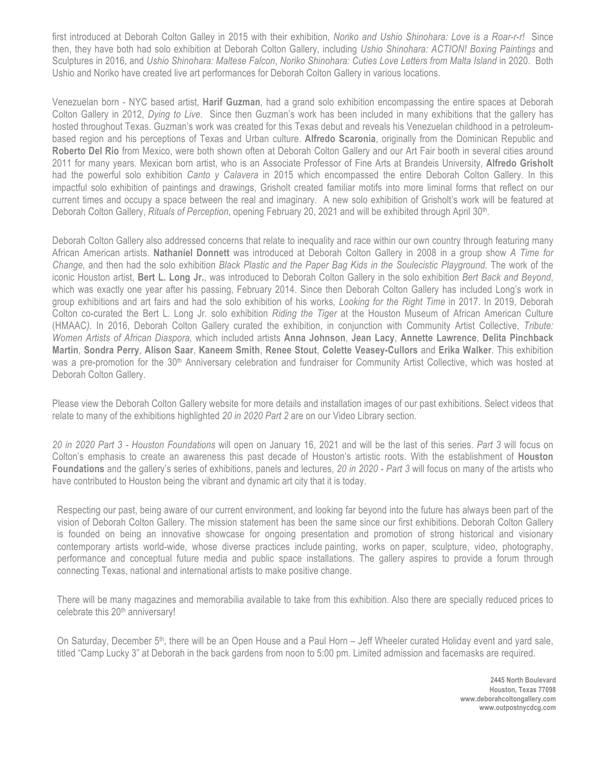first introduced at Deborah Colton Galley in 2015 with their exhibition, *Noriko and Ushio Shinohara: Love is a Roar-r-r!* Since then, they have both had solo exhibition at Deborah Colton Gallery, including *Ushio Shinohara: ACTION! Boxing Paintings* and Sculptures in 2016, and *Ushio Shinohara: Maltese Falcon*, *Noriko Shinohara: Cuties Love Letters from Malta Island* in 2020. Both Ushio and Noriko have created live art performances for Deborah Colton Gallery in various locations.

Venezuelan born - NYC based artist, **Harif Guzman**, had a grand solo exhibition encompassing the entire spaces at Deborah Colton Gallery in 2012, *Dying to Live*. Since then Guzman's work has been included in many exhibitions that the gallery has hosted throughout Texas. Guzman's work was created for this Texas debut and reveals his Venezuelan childhood in a petroleum-based region and his perceptions of Texas and Urban culture. **Alfredo Scaronia**, originally from the Dominican Republic and **Roberto Del Rio** from Mexico, were both shown often at Deborah Colton Gallery and our Art Fair booth in several cities around 2011 for many years. Mexican born artist, who is an Associate Professor of Fine Arts at Brandeis University, **Alfredo Grisholt** had the powerful solo exhibition *Canto y Calavera* in 2015 which encompassed the entire Deborah Colton Gallery. In this impactful solo exhibition of paintings and drawings, Grisholt created familiar motifs into more liminal forms that reflect on our current times and occupy a space between the real and imaginary. A new solo exhibition of Grisholt's work will be featured at Deborah Colton Gallery, *Rituals of Perception*, opening February 20, 2021 and will be exhibited through April 30th.

Deborah Colton Gallery also addressed concerns that relate to inequality and race within our own country through featuring many African American artists. **Nathaniel Donnett** was introduced at Deborah Colton Gallery in 2008 in a group show *A Time for Change,* and then had the solo exhibition *Black Plastic and the Paper Bag Kids in the Soulecistic Playground.* The work of the iconic Houston artist, **Bert L. Long Jr.**, was introduced to Deborah Colton Gallery in the solo exhibition *Bert Back and Beyond*, which was exactly one year after his passing, February 2014. Since then Deborah Colton Gallery has included Long's work in group exhibitions and art fairs and had the solo exhibition of his works*, Looking for the Right Time* in 2017. In 2019, Deborah Colton co-curated the Bert L. Long Jr. solo exhibition *Riding the Tiger* at the Houston Museum of African American Culture (HMAAC*)*. In 2016, Deborah Colton Gallery curated the exhibition, in conjunction with Community Artist Collective, *Tribute: Women Artists of African Diaspora,* which included artists **Anna Johnson**, **Jean Lacy**, **Annette Lawrence**, **Delita Pinchback Martin**, **Sondra Perry**, **Alison Saar**, **Kaneem Smith**, **Renee Stout**, **Colette Veasey-Cullors** and **Erika Walker**. This exhibition was a pre-promotion for the 30th Anniversary celebration and fundraiser for Community Artist Collective, which was hosted at Deborah Colton Gallery.

Please view the Deborah Colton Gallery website for more details and installation images of our past exhibitions. Select videos that relate to many of the exhibitions highlighted *20 in 2020 Part 2* are on our Video Library section.

*20 in 2020 Part 3 - Houston Foundations* will open on January 16, 2021 and will be the last of this series. *Part 3* will focus on Colton's emphasis to create an awareness this past decade of Houston's artistic roots. With the establishment of **Houston Foundations** and the gallery's series of exhibitions, panels and lectures, *20 in 2020 - Part 3* will focus on many of the artists who have contributed to Houston being the vibrant and dynamic art city that it is today.

Respecting our past, being aware of our current environment, and looking far beyond into the future has always been part of the vision of Deborah Colton Gallery. The mission statement has been the same since our first exhibitions. Deborah Colton Gallery is founded on being an innovative showcase for ongoing presentation and promotion of strong historical and visionary contemporary artists world-wide, whose diverse practices include painting, works on paper, sculpture, video, photography, performance and conceptual future media and public space installations. The gallery aspires to provide a forum through connecting Texas, national and international artists to make positive change.

There will be many magazines and memorabilia available to take from this exhibition. Also there are specially reduced prices to celebrate this 20th anniversary!

On Saturday, December 5th, there will be an Open House and a Paul Horn – Jeff Wheeler curated Holiday event and yard sale, titled "Camp Lucky 3" at Deborah in the back gardens from noon to 5:00 pm. Limited admission and facemasks are required.

**2445 North Boulevard**
**Houston, Texas 77098**
**www.deborahcoltongallery.com**
**www.outpostnycdcg.com**